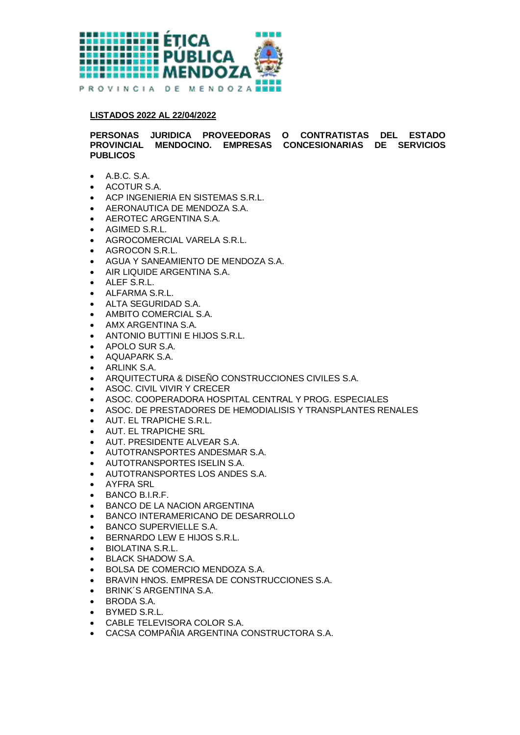ÉTICA PÚBLICA MENDOZA

PROVINCIA DE MENDOZA

**LISTADOS 2022 AL 22/04/2022**

**PERSONAS JURIDICA PROVEEDORAS O CONTRATISTAS DEL ESTADO PROVINCIAL MENDOCINO. EMPRESAS CONCESIONARIAS DE SERVICIOS PUBLICOS**

- A.B.C. S.A.
- ACOTUR S.A.
- ACP INGENIERIA EN SISTEMAS S.R.L.
- AERONAUTICA DE MENDOZA S.A.
- AEROTEC ARGENTINA S.A.
- AGIMED S.R.L.
- AGROCOMERCIAL VARELA S.R.L.
- AGROCON S.R.L.
- AGUA Y SANEAMIENTO DE MENDOZA S.A.
- AIR LIQUIDE ARGENTINA S.A.
- ALEF S.R.L.
- ALFARMA S.R.L.
- ALTA SEGURIDAD S.A.
- AMBITO COMERCIAL S.A.
- AMX ARGENTINA S.A.
- ANTONIO BUTTINI E HIJOS S.R.L.
- APOLO SUR S.A.
- AQUAPARK S.A.
- ARLINK S.A.
- ARQUITECTURA & DISEÑO CONSTRUCCIONES CIVILES S.A.
- ASOC. CIVIL VIVIR Y CRECER
- ASOC. COOPERADORA HOSPITAL CENTRAL Y PROG. ESPECIALES
- ASOC. DE PRESTADORES DE HEMODIALISIS Y TRANSPLANTES RENALES
- AUT. EL TRAPICHE S.R.L.
- AUT. EL TRAPICHE SRL
- AUT. PRESIDENTE ALVEAR S.A.
- AUTOTRANSPORTES ANDESMAR S.A.
- AUTOTRANSPORTES ISELIN S.A.
- AUTOTRANSPORTES LOS ANDES S.A.
- AYFRA SRL
- BANCO B.I.R.F.
- BANCO DE LA NACION ARGENTINA
- BANCO INTERAMERICANO DE DESARROLLO
- BANCO SUPERVIELLE S.A.
- BERNARDO LEW E HIJOS S.R.L.
- BIOLATINA S.R.L.
- BLACK SHADOW S.A.
- BOLSA DE COMERCIO MENDOZA S.A.
- BRAVIN HNOS. EMPRESA DE CONSTRUCCIONES S.A.
- BRINK´S ARGENTINA S.A.
- BRODA S.A.
- BYMED S.R.L.
- CABLE TELEVISORA COLOR S.A.
- CACSA COMPAÑIA ARGENTINA CONSTRUCTORA S.A.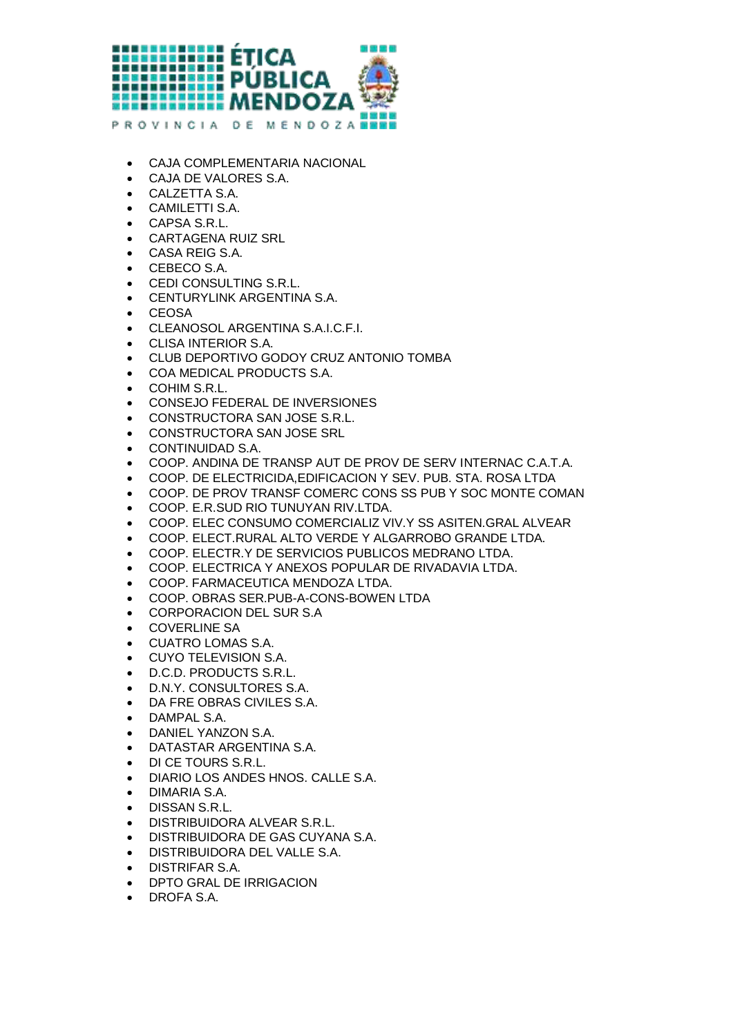- CAJA COMPLEMENTARIA NACIONAL
- CAJA DE VALORES S.A.
- CALZETTA S.A.
- CAMILETTI S.A.
- CAPSA S.R.L.
- CARTAGENA RUIZ SRL
- CASA REIG S.A.
- CEBECO S.A.
- CEDI CONSULTING S.R.L.
- CENTURYLINK ARGENTINA S.A.
- CEOSA
- CLEANOSOL ARGENTINA S.A.I.C.F.I.
- CLISA INTERIOR S.A.
- CLUB DEPORTIVO GODOY CRUZ ANTONIO TOMBA
- COA MEDICAL PRODUCTS S.A.
- COHIM S.R.L.
- CONSEJO FEDERAL DE INVERSIONES
- CONSTRUCTORA SAN JOSE S.R.L.
- CONSTRUCTORA SAN JOSE SRL
- CONTINUIDAD S.A.
- COOP. ANDINA DE TRANSP AUT DE PROV DE SERV INTERNAC C.A.T.A.
- COOP. DE ELECTRICIDA,EDIFICACION Y SEV. PUB. STA. ROSA LTDA
- COOP. DE PROV TRANSF COMERC CONS SS PUB Y SOC MONTE COMAN
- COOP. E.R.SUD RIO TUNUYAN RIV.LTDA.
- COOP. ELEC CONSUMO COMERCIALIZ VIV.Y SS ASITEN.GRAL ALVEAR
- COOP. ELECT.RURAL ALTO VERDE Y ALGARROBO GRANDE LTDA.
- COOP. ELECTR.Y DE SERVICIOS PUBLICOS MEDRANO LTDA.
- COOP. ELECTRICA Y ANEXOS POPULAR DE RIVADAVIA LTDA.
- COOP. FARMACEUTICA MENDOZA LTDA.
- COOP. OBRAS SER.PUB-A-CONS-BOWEN LTDA
- CORPORACION DEL SUR S.A
- COVERLINE SA
- CUATRO LOMAS S.A.
- CUYO TELEVISION S.A.
- D.C.D. PRODUCTS S.R.L.
- D.N.Y. CONSULTORES S.A.
- DA FRE OBRAS CIVILES S.A.
- DAMPAL S.A.
- DANIEL YANZON S.A.
- DATASTAR ARGENTINA S.A.
- DI CE TOURS S.R.L.
- DIARIO LOS ANDES HNOS. CALLE S.A.
- DIMARIA S.A.
- DISSAN S.R.L.
- DISTRIBUIDORA ALVEAR S.R.L.
- DISTRIBUIDORA DE GAS CUYANA S.A.
- DISTRIBUIDORA DEL VALLE S.A.
- DISTRIFAR S.A.
- DPTO GRAL DE IRRIGACION
- DROFA S.A.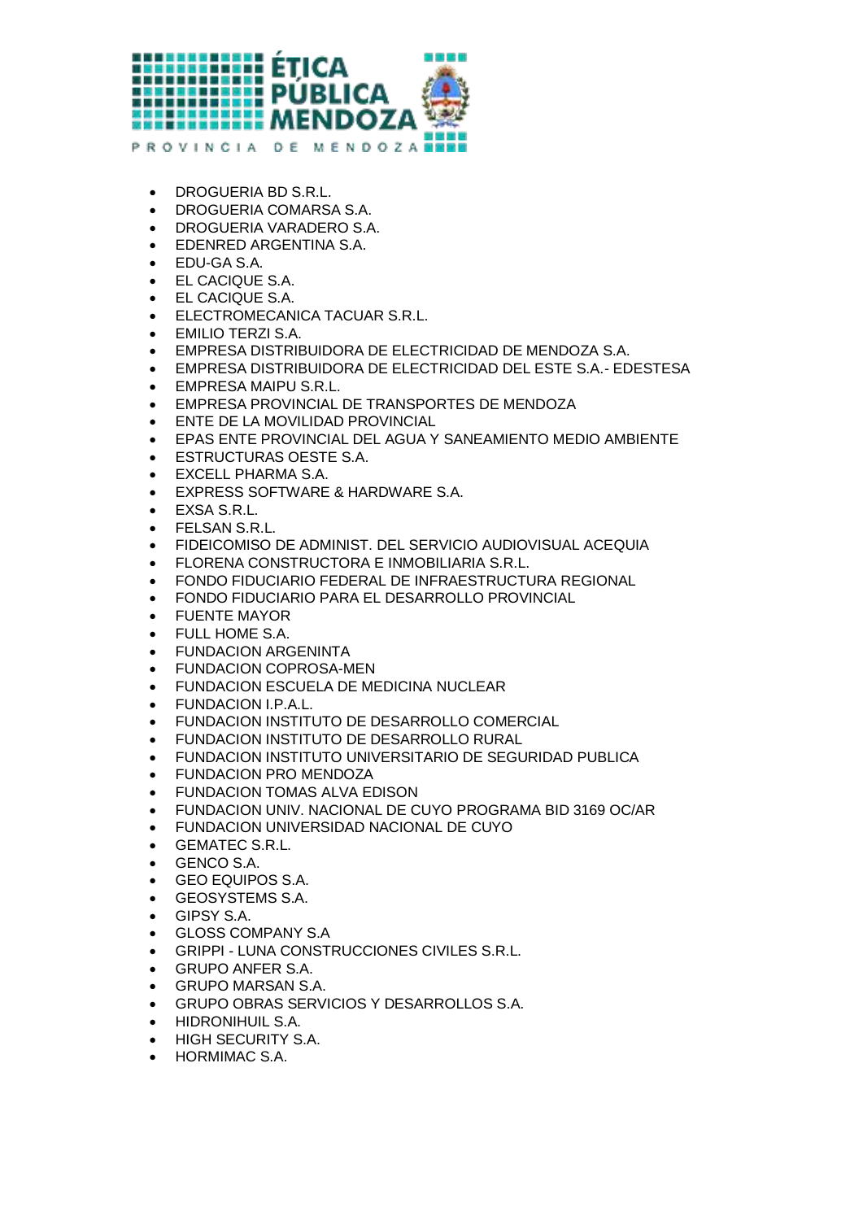- DROGUERIA BD S.R.L.
- DROGUERIA COMARSA S.A.
- DROGUERIA VARADERO S.A.
- EDENRED ARGENTINA S.A.
- EDU-GA S.A.
- EL CACIQUE S.A.
- EL CACIQUE S.A.
- ELECTROMECANICA TACUAR S.R.L.
- EMILIO TERZI S.A.
- EMPRESA DISTRIBUIDORA DE ELECTRICIDAD DE MENDOZA S.A.
- EMPRESA DISTRIBUIDORA DE ELECTRICIDAD DEL ESTE S.A.- EDESTESA
- EMPRESA MAIPU S.R.L.
- EMPRESA PROVINCIAL DE TRANSPORTES DE MENDOZA
- ENTE DE LA MOVILIDAD PROVINCIAL
- EPAS ENTE PROVINCIAL DEL AGUA Y SANEAMIENTO MEDIO AMBIENTE
- ESTRUCTURAS OESTE S.A.
- EXCELL PHARMA S.A.
- EXPRESS SOFTWARE & HARDWARE S.A.
- EXSA S.R.L.
- FELSAN S.R.L.
- FIDEICOMISO DE ADMINIST. DEL SERVICIO AUDIOVISUAL ACEQUIA
- FLORENA CONSTRUCTORA E INMOBILIARIA S.R.L.
- FONDO FIDUCIARIO FEDERAL DE INFRAESTRUCTURA REGIONAL
- FONDO FIDUCIARIO PARA EL DESARROLLO PROVINCIAL
- FUENTE MAYOR
- FULL HOME S.A.
- FUNDACION ARGENINTA
- FUNDACION COPROSA-MEN
- FUNDACION ESCUELA DE MEDICINA NUCLEAR
- FUNDACION I.P.A.L.
- FUNDACION INSTITUTO DE DESARROLLO COMERCIAL
- FUNDACION INSTITUTO DE DESARROLLO RURAL
- FUNDACION INSTITUTO UNIVERSITARIO DE SEGURIDAD PUBLICA
- FUNDACION PRO MENDOZA
- FUNDACION TOMAS ALVA EDISON
- FUNDACION UNIV. NACIONAL DE CUYO PROGRAMA BID 3169 OC/AR
- FUNDACION UNIVERSIDAD NACIONAL DE CUYO
- GEMATEC S.R.L.
- GENCO S.A.
- GEO EQUIPOS S.A.
- GEOSYSTEMS S.A.
- GIPSY S.A.
- GLOSS COMPANY S.A
- GRIPPI - LUNA CONSTRUCCIONES CIVILES S.R.L.
- GRUPO ANFER S.A.
- GRUPO MARSAN S.A.
- GRUPO OBRAS SERVICIOS Y DESARROLLOS S.A.
- HIDRONIHUIL S.A.
- HIGH SECURITY S.A.
- HORMIMAC S.A.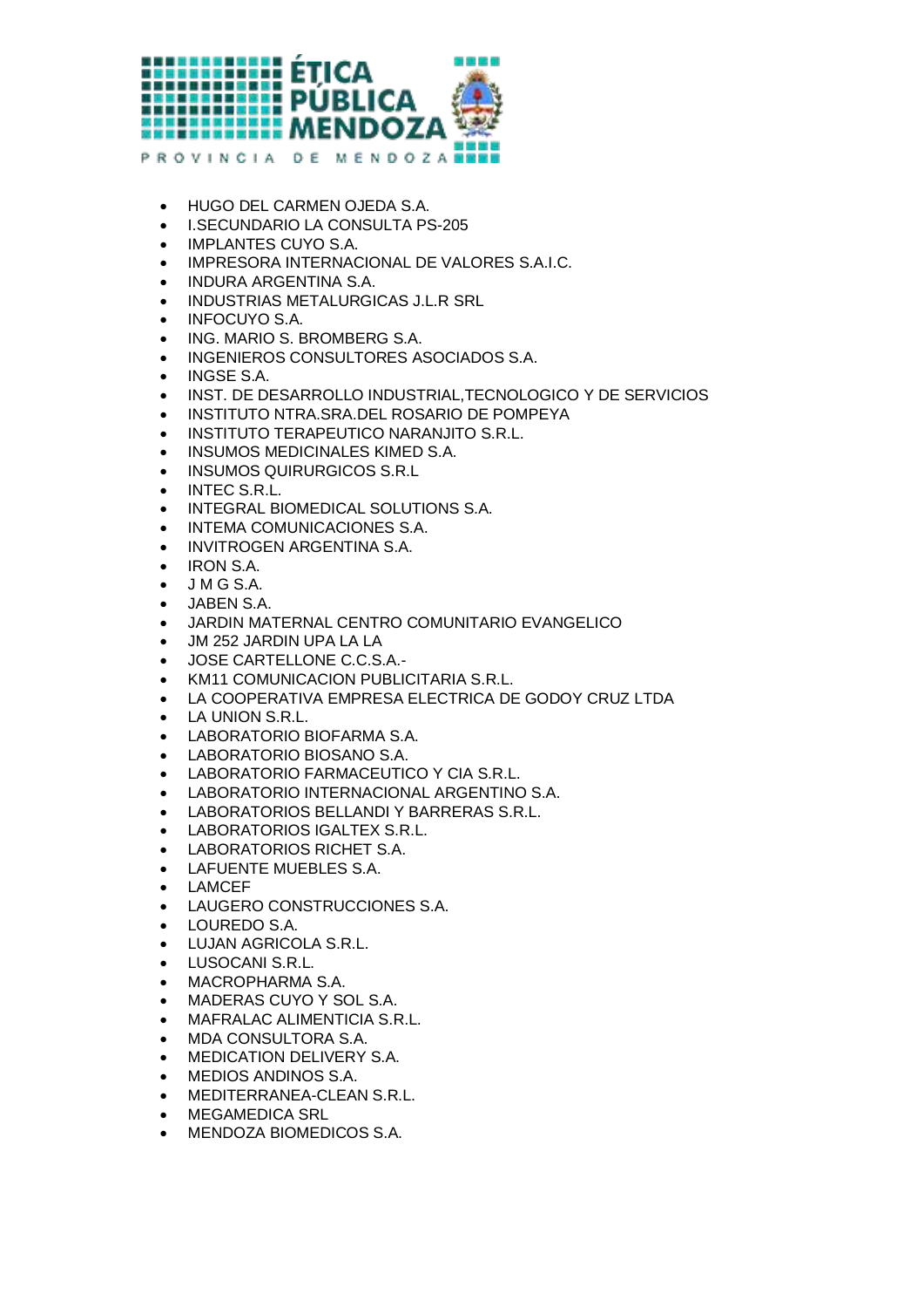- HUGO DEL CARMEN OJEDA S.A.
- I.SECUNDARIO LA CONSULTA PS-205
- IMPLANTES CUYO S.A.
- IMPRESORA INTERNACIONAL DE VALORES S.A.I.C.
- INDURA ARGENTINA S.A.
- INDUSTRIAS METALURGICAS J.L.R SRL
- INFOCUYO S.A.
- ING. MARIO S. BROMBERG S.A.
- INGENIEROS CONSULTORES ASOCIADOS S.A.
- INGSE S.A.
- INST. DE DESARROLLO INDUSTRIAL,TECNOLOGICO Y DE SERVICIOS
- INSTITUTO NTRA.SRA.DEL ROSARIO DE POMPEYA
- INSTITUTO TERAPEUTICO NARANJITO S.R.L.
- INSUMOS MEDICINALES KIMED S.A.
- INSUMOS QUIRURGICOS S.R.L
- INTEC S.R.L.
- INTEGRAL BIOMEDICAL SOLUTIONS S.A.
- INTEMA COMUNICACIONES S.A.
- INVITROGEN ARGENTINA S.A.
- IRON S.A.
- J M G S.A.
- JABEN S.A.
- JARDIN MATERNAL CENTRO COMUNITARIO EVANGELICO
- JM 252 JARDIN UPA LA LA
- JOSE CARTELLONE C.C.S.A.-
- KM11 COMUNICACION PUBLICITARIA S.R.L.
- LA COOPERATIVA EMPRESA ELECTRICA DE GODOY CRUZ LTDA
- LA UNION S.R.L.
- LABORATORIO BIOFARMA S.A.
- LABORATORIO BIOSANO S.A.
- LABORATORIO FARMACEUTICO Y CIA S.R.L.
- LABORATORIO INTERNACIONAL ARGENTINO S.A.
- LABORATORIOS BELLANDI Y BARRERAS S.R.L.
- LABORATORIOS IGALTEX S.R.L.
- LABORATORIOS RICHET S.A.
- LAFUENTE MUEBLES S.A.
- LAMCEF
- LAUGERO CONSTRUCCIONES S.A.
- LOUREDO S.A.
- LUJAN AGRICOLA S.R.L.
- LUSOCANI S.R.L.
- MACROPHARMA S.A.
- MADERAS CUYO Y SOL S.A.
- MAFRALAC ALIMENTICIA S.R.L.
- MDA CONSULTORA S.A.
- MEDICATION DELIVERY S.A.
- MEDIOS ANDINOS S.A.
- MEDITERRANEA-CLEAN S.R.L.
- MEGAMEDICA SRL
- MENDOZA BIOMEDICOS S.A.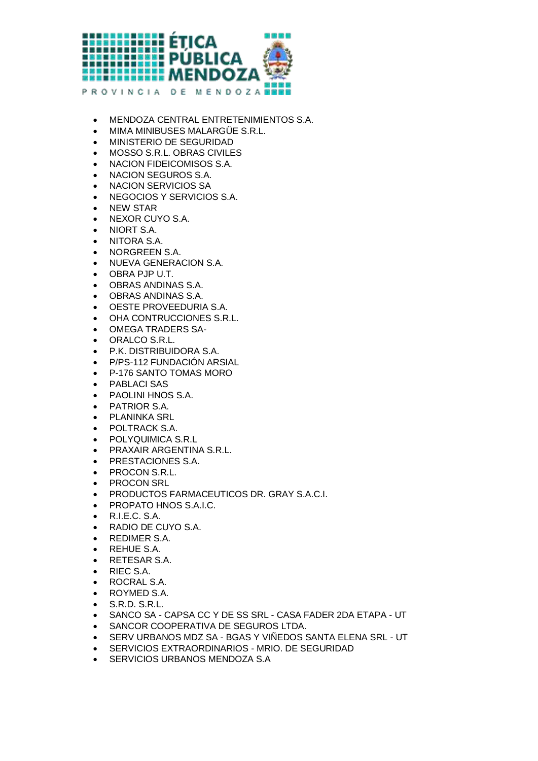- MENDOZA CENTRAL ENTRETENIMIENTOS S.A.
- MIMA MINIBUSES MALARGÜE S.R.L.
- MINISTERIO DE SEGURIDAD
- MOSSO S.R.L. OBRAS CIVILES
- NACION FIDEICOMISOS S.A.
- NACION SEGUROS S.A.
- NACION SERVICIOS SA
- NEGOCIOS Y SERVICIOS S.A.
- NEW STAR
- NEXOR CUYO S.A.
- NIORT S.A.
- NITORA S.A.
- NORGREEN S.A.
- NUEVA GENERACION S.A.
- OBRA PJP U.T.
- OBRAS ANDINAS S.A.
- OBRAS ANDINAS S.A.
- OESTE PROVEEDURIA S.A.
- OHA CONTRUCCIONES S.R.L.
- OMEGA TRADERS SA-
- ORALCO S.R.L.
- P.K. DISTRIBUIDORA S.A.
- P/PS-112 FUNDACIÓN ARSIAL
- P-176 SANTO TOMAS MORO
- PABLACI SAS
- PAOLINI HNOS S.A.
- PATRIOR S.A.
- PLANINKA SRL
- POLTRACK S.A.
- POLYQUIMICA S.R.L
- PRAXAIR ARGENTINA S.R.L.
- PRESTACIONES S.A.
- PROCON S.R.L.
- PROCON SRL
- PRODUCTOS FARMACEUTICOS DR. GRAY S.A.C.I.
- PROPATO HNOS S.A.I.C.
- R.I.E.C. S.A.
- RADIO DE CUYO S.A.
- REDIMER S.A.
- REHUE S.A.
- RETESAR S.A.
- RIEC S.A.
- ROCRAL S.A.
- ROYMED S.A.
- S.R.D. S.R.L.
- SANCO SA - CAPSA CC Y DE SS SRL - CASA FADER 2DA ETAPA - UT
- SANCOR COOPERATIVA DE SEGUROS LTDA.
- SERV URBANOS MDZ SA - BGAS Y VIÑEDOS SANTA ELENA SRL - UT
- SERVICIOS EXTRAORDINARIOS - MRIO. DE SEGURIDAD
- SERVICIOS URBANOS MENDOZA S.A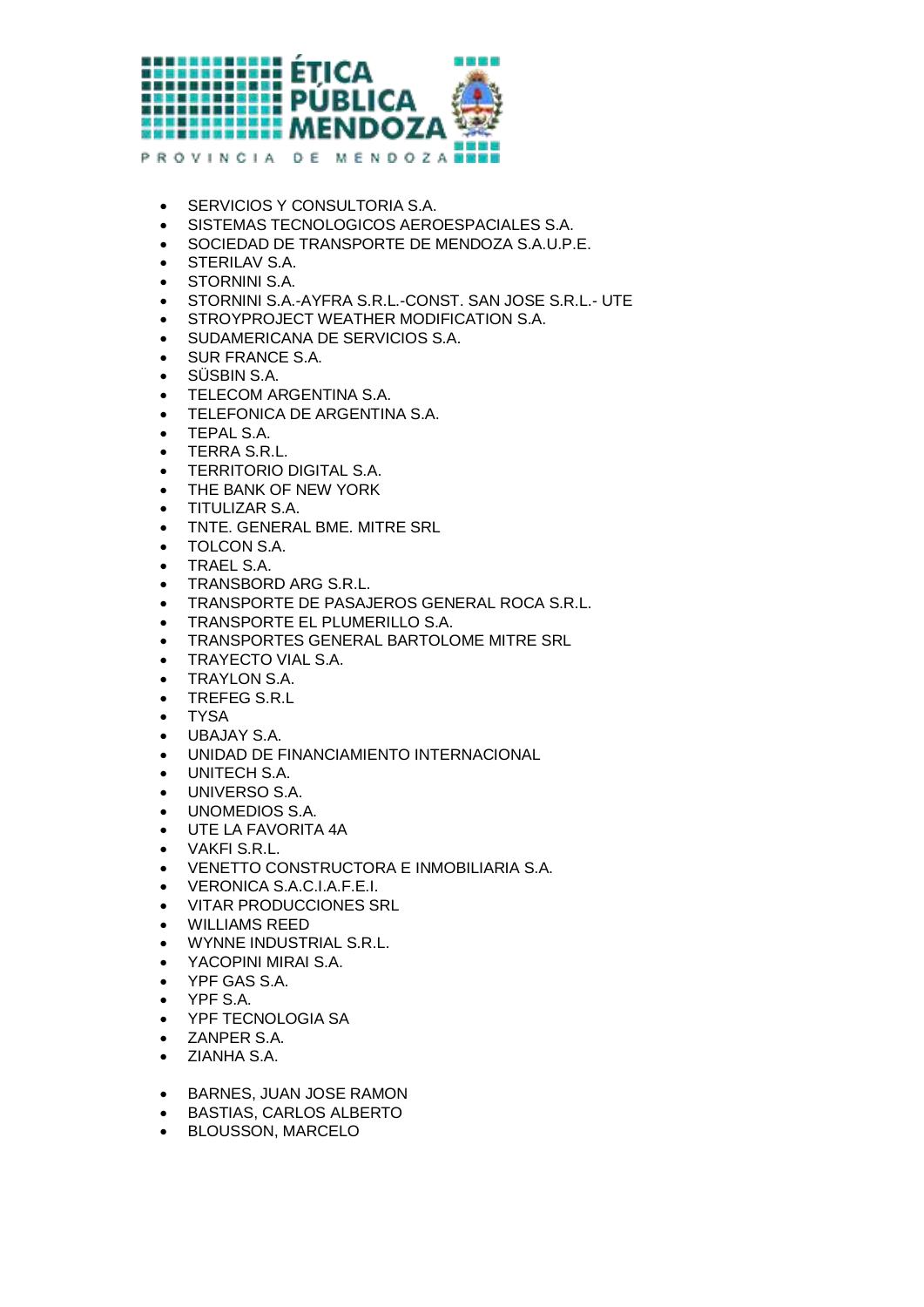- SERVICIOS Y CONSULTORIA S.A.
- SISTEMAS TECNOLOGICOS AEROESPACIALES S.A.
- SOCIEDAD DE TRANSPORTE DE MENDOZA S.A.U.P.E.
- STERILAV S.A.
- STORNINI S.A.
- STORNINI S.A.-AYFRA S.R.L.-CONST. SAN JOSE S.R.L.- UTE
- STROYPROJECT WEATHER MODIFICATION S.A.
- SUDAMERICANA DE SERVICIOS S.A.
- SUR FRANCE S.A.
- SÜSBIN S.A.
- TELECOM ARGENTINA S.A.
- TELEFONICA DE ARGENTINA S.A.
- TEPAL S.A.
- TERRA S.R.L.
- TERRITORIO DIGITAL S.A.
- THE BANK OF NEW YORK
- TITULIZAR S.A.
- TNTE. GENERAL BME. MITRE SRL
- TOLCON S.A.
- TRAEL S.A.
- TRANSBORD ARG S.R.L.
- TRANSPORTE DE PASAJEROS GENERAL ROCA S.R.L.
- TRANSPORTE EL PLUMERILLO S.A.
- TRANSPORTES GENERAL BARTOLOME MITRE SRL
- TRAYECTO VIAL S.A.
- TRAYLON S.A.
- TREFEG S.R.L
- TYSA
- UBAJAY S.A.
- UNIDAD DE FINANCIAMIENTO INTERNACIONAL
- UNITECH S.A.
- UNIVERSO S.A.
- UNOMEDIOS S.A.
- UTE LA FAVORITA 4A
- VAKFI S.R.L.
- VENETTO CONSTRUCTORA E INMOBILIARIA S.A.
- VERONICA S.A.C.I.A.F.E.I.
- VITAR PRODUCCIONES SRL
- WILLIAMS REED
- WYNNE INDUSTRIAL S.R.L.
- YACOPINI MIRAI S.A.
- YPF GAS S.A.
- YPF S.A.
- YPF TECNOLOGIA SA
- ZANPER S.A.
- ZIANHA S.A.

- BARNES, JUAN JOSE RAMON
- BASTIAS, CARLOS ALBERTO
- BLOUSSON, MARCELO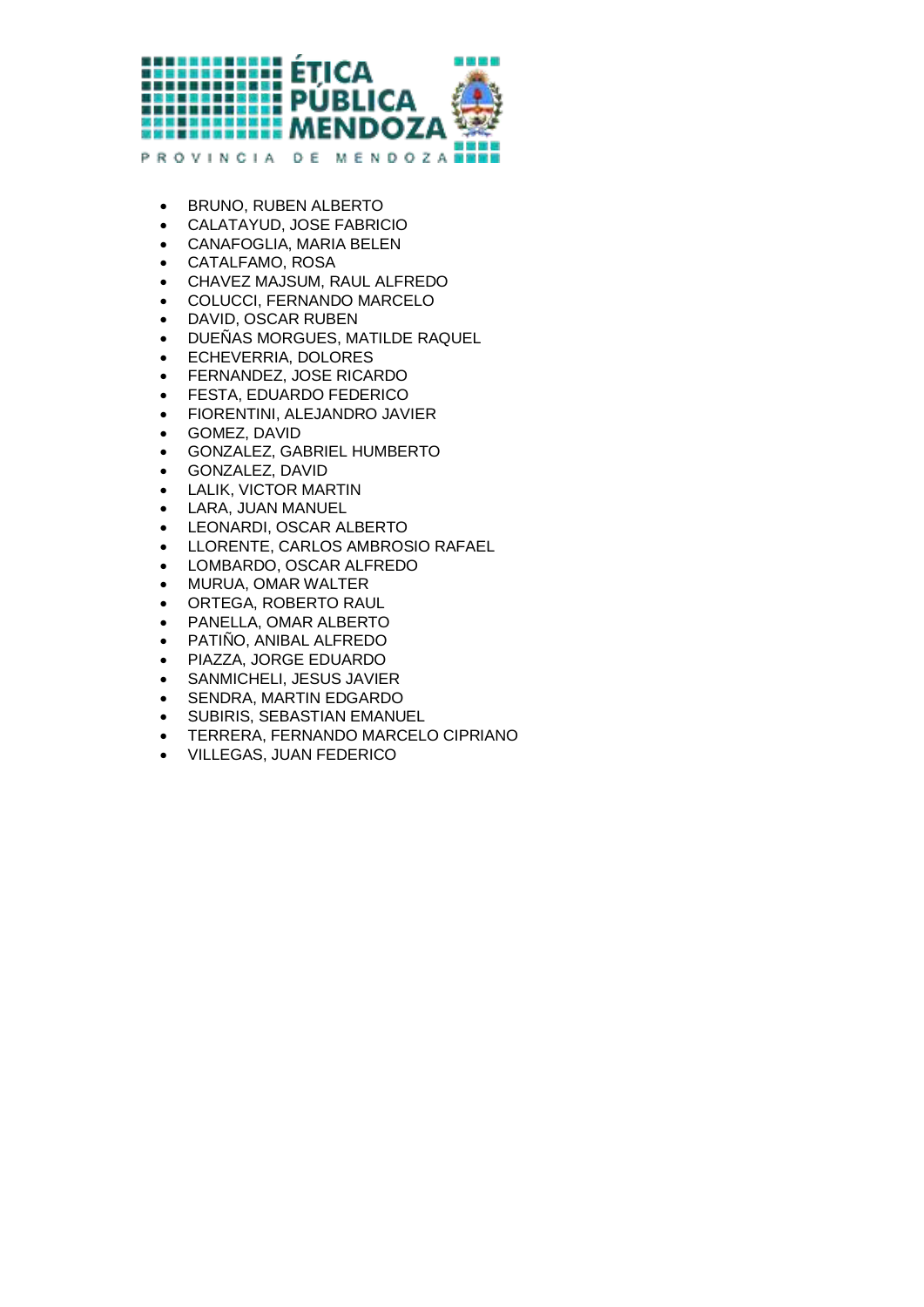- BRUNO, RUBEN ALBERTO
- CALATAYUD, JOSE FABRICIO
- CANAFOGLIA, MARIA BELEN
- CATALFAMO, ROSA
- CHAVEZ MAJSUM, RAUL ALFREDO
- COLUCCI, FERNANDO MARCELO
- DAVID, OSCAR RUBEN
- DUEÑAS MORGUES, MATILDE RAQUEL
- ECHEVERRIA, DOLORES
- FERNANDEZ, JOSE RICARDO
- FESTA, EDUARDO FEDERICO
- FIORENTINI, ALEJANDRO JAVIER
- GOMEZ, DAVID
- GONZALEZ, GABRIEL HUMBERTO
- GONZALEZ, DAVID
- LALIK, VICTOR MARTIN
- LARA, JUAN MANUEL
- LEONARDI, OSCAR ALBERTO
- LLORENTE, CARLOS AMBROSIO RAFAEL
- LOMBARDO, OSCAR ALFREDO
- MURUA, OMAR WALTER
- ORTEGA, ROBERTO RAUL
- PANELLA, OMAR ALBERTO
- PATIÑO, ANIBAL ALFREDO
- PIAZZA, JORGE EDUARDO
- SANMICHELI, JESUS JAVIER
- SENDRA, MARTIN EDGARDO
- SUBIRIS, SEBASTIAN EMANUEL
- TERRERA, FERNANDO MARCELO CIPRIANO
- VILLEGAS, JUAN FEDERICO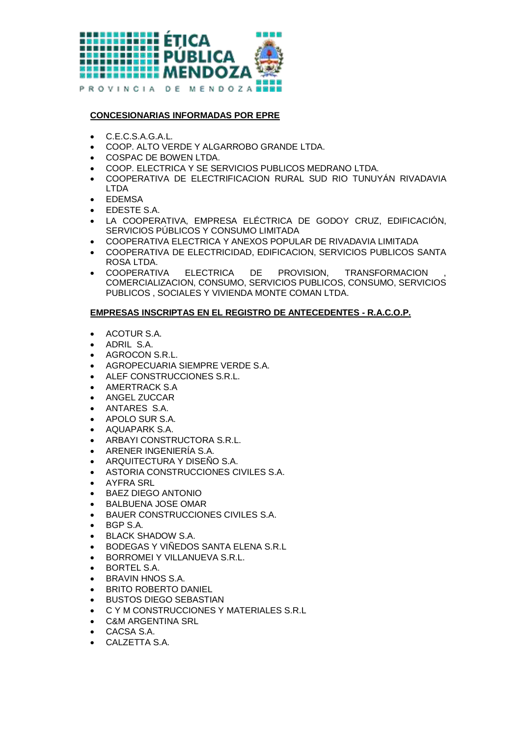**CONCESIONARIAS INFORMADAS POR EPRE**

- C.E.C.S.A.G.A.L.
- COOP. ALTO VERDE Y ALGARROBO GRANDE LTDA.
- COSPAC DE BOWEN LTDA.
- COOP. ELECTRICA Y SE SERVICIOS PUBLICOS MEDRANO LTDA.
- COOPERATIVA DE ELECTRIFICACION RURAL SUD RIO TUNUYÁN RIVADAVIA LTDA
- EDEMSA
- EDESTE S.A.
- LA COOPERATIVA, EMPRESA ELÉCTRICA DE GODOY CRUZ, EDIFICACIÓN, SERVICIOS PÚBLICOS Y CONSUMO LIMITADA
- COOPERATIVA ELECTRICA Y ANEXOS POPULAR DE RIVADAVIA LIMITADA
- COOPERATIVA DE ELECTRICIDAD, EDIFICACION, SERVICIOS PUBLICOS SANTA ROSA LTDA.
- COOPERATIVA ELECTRICA DE PROVISION, TRANSFORMACION , COMERCIALIZACION, CONSUMO, SERVICIOS PUBLICOS, CONSUMO, SERVICIOS PUBLICOS , SOCIALES Y VIVIENDA MONTE COMAN LTDA.

**EMPRESAS INSCRIPTAS EN EL REGISTRO DE ANTECEDENTES - R.A.C.O.P.**

- ACOTUR S.A.
- ADRIL S.A.
- AGROCON S.R.L.
- AGROPECUARIA SIEMPRE VERDE S.A.
- ALEF CONSTRUCCIONES S.R.L.
- AMERTRACK S.A
- ANGEL ZUCCAR
- ANTARES S.A.
- APOLO SUR S.A.
- AQUAPARK S.A.
- ARBAYI CONSTRUCTORA S.R.L.
- ARENER INGENIERÍA S.A.
- ARQUITECTURA Y DISEÑO S.A.
- ASTORIA CONSTRUCCIONES CIVILES S.A.
- AYFRA SRL
- BAEZ DIEGO ANTONIO
- BALBUENA JOSE OMAR
- BAUER CONSTRUCCIONES CIVILES S.A.
- BGP S.A.
- BLACK SHADOW S.A.
- BODEGAS Y VIÑEDOS SANTA ELENA S.R.L
- BORROMEI Y VILLANUEVA S.R.L.
- BORTEL S.A.
- BRAVIN HNOS S.A.
- BRITO ROBERTO DANIEL
- BUSTOS DIEGO SEBASTIAN
- C Y M CONSTRUCCIONES Y MATERIALES S.R.L
- C&M ARGENTINA SRL
- CACSA S.A.
- CALZETTA S.A.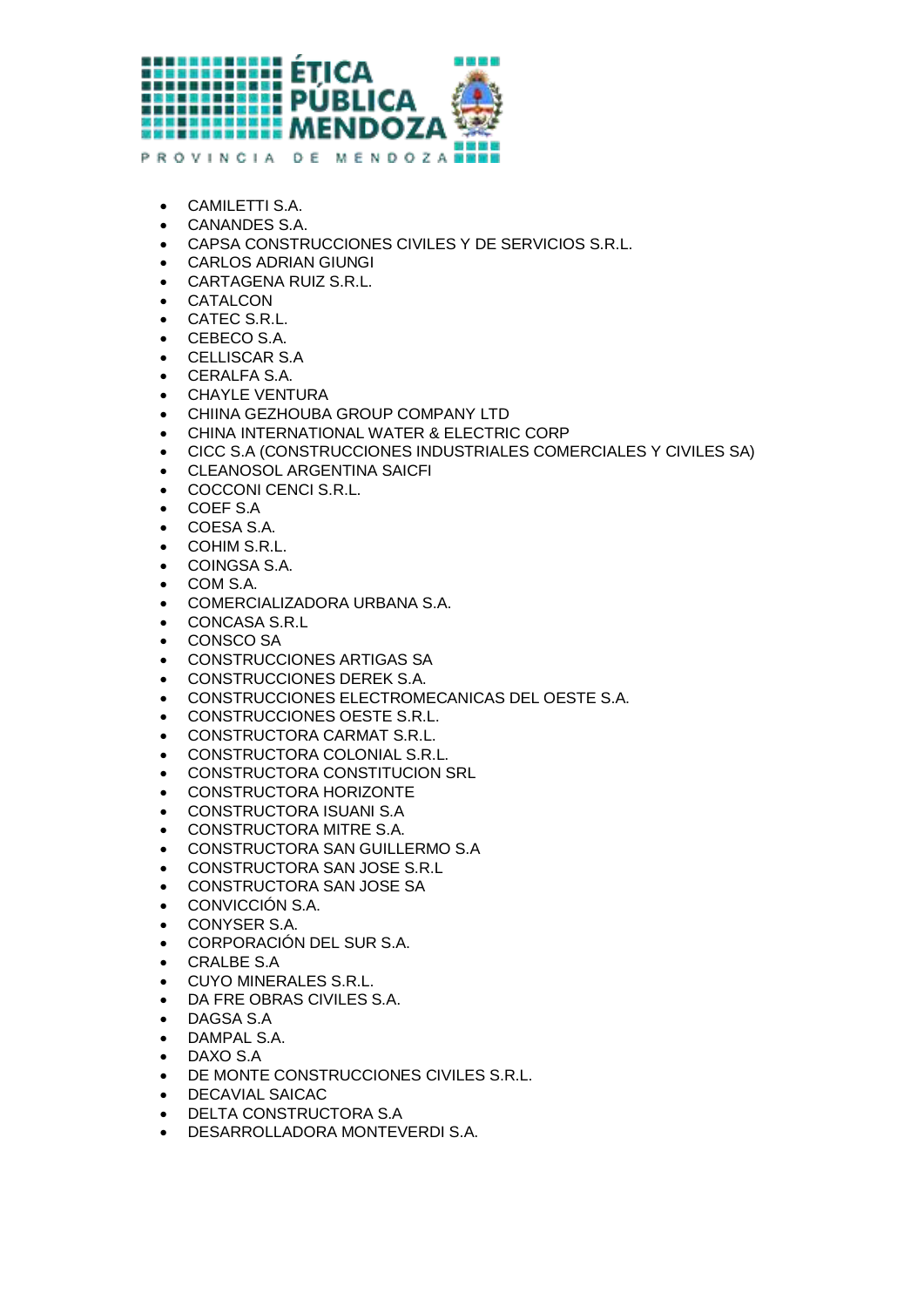- CAMILETTI S.A.
- CANANDES S.A.
- CAPSA CONSTRUCCIONES CIVILES Y DE SERVICIOS S.R.L.
- CARLOS ADRIAN GIUNGI
- CARTAGENA RUIZ S.R.L.
- CATALCON
- CATEC S.R.L.
- CEBECO S.A.
- CELLISCAR S.A
- CERALFA S.A.
- CHAYLE VENTURA
- CHIINA GEZHOUBA GROUP COMPANY LTD
- CHINA INTERNATIONAL WATER & ELECTRIC CORP
- CICC S.A (CONSTRUCCIONES INDUSTRIALES COMERCIALES Y CIVILES SA)
- CLEANOSOL ARGENTINA SAICFI
- COCCONI CENCI S.R.L.
- COEF S.A
- COESA S.A.
- COHIM S.R.L.
- COINGSA S.A.
- COM S.A.
- COMERCIALIZADORA URBANA S.A.
- CONCASA S.R.L
- CONSCO SA
- CONSTRUCCIONES ARTIGAS SA
- CONSTRUCCIONES DEREK S.A.
- CONSTRUCCIONES ELECTROMECANICAS DEL OESTE S.A.
- CONSTRUCCIONES OESTE S.R.L.
- CONSTRUCTORA CARMAT S.R.L.
- CONSTRUCTORA COLONIAL S.R.L.
- CONSTRUCTORA CONSTITUCION SRL
- CONSTRUCTORA HORIZONTE
- CONSTRUCTORA ISUANI S.A
- CONSTRUCTORA MITRE S.A.
- CONSTRUCTORA SAN GUILLERMO S.A
- CONSTRUCTORA SAN JOSE S.R.L
- CONSTRUCTORA SAN JOSE SA
- CONVICCIÓN S.A.
- CONYSER S.A.
- CORPORACIÓN DEL SUR S.A.
- CRALBE S.A
- CUYO MINERALES S.R.L.
- DA FRE OBRAS CIVILES S.A.
- DAGSA S.A
- DAMPAL S.A.
- DAXO S.A
- DE MONTE CONSTRUCCIONES CIVILES S.R.L.
- DECAVIAL SAICAC
- DELTA CONSTRUCTORA S.A
- DESARROLLADORA MONTEVERDI S.A.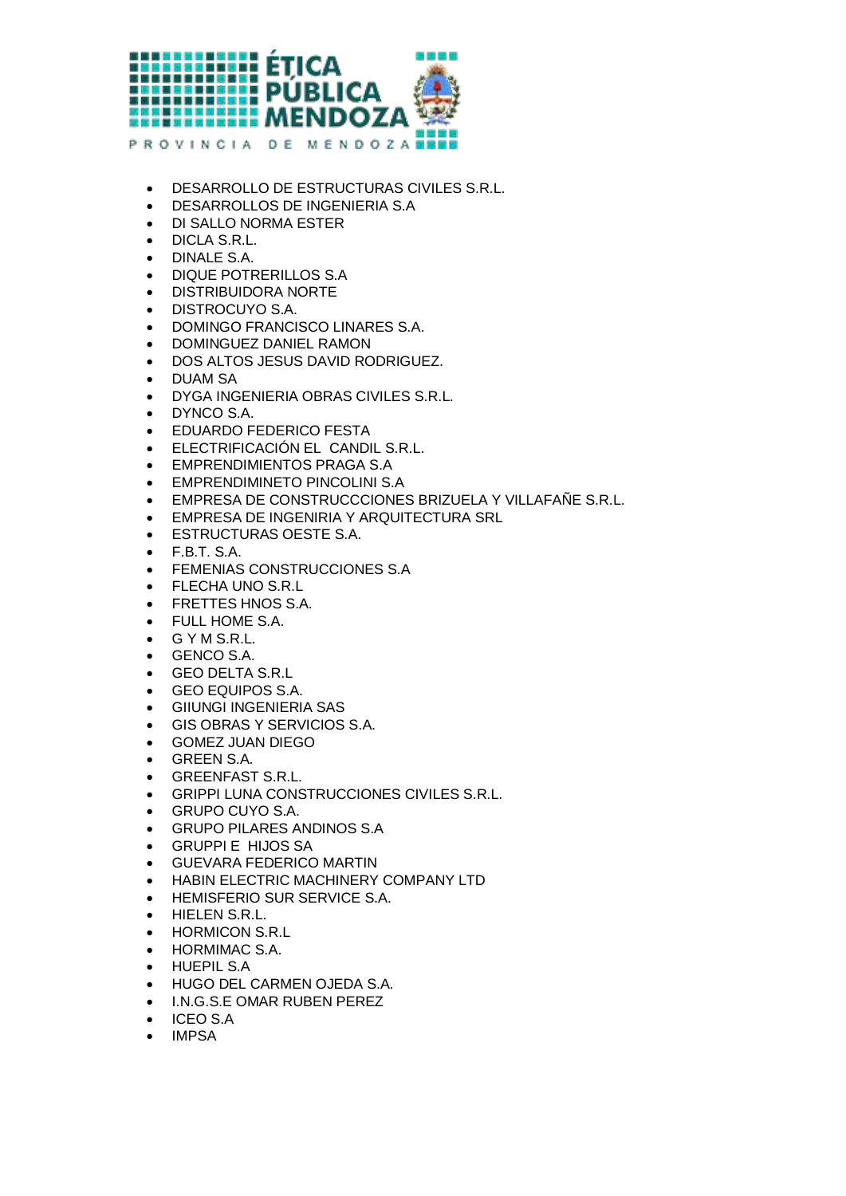- DESARROLLO DE ESTRUCTURAS CIVILES S.R.L.
- DESARROLLOS DE INGENIERIA S.A
- DI SALLO NORMA ESTER
- DICLA S.R.L.
- DINALE S.A.
- DIQUE POTRERILLOS S.A
- DISTRIBUIDORA NORTE
- DISTROCUYO S.A.
- DOMINGO FRANCISCO LINARES S.A.
- DOMINGUEZ DANIEL RAMON
- DOS ALTOS JESUS DAVID RODRIGUEZ.
- DUAM SA
- DYGA INGENIERIA OBRAS CIVILES S.R.L.
- DYNCO S.A.
- EDUARDO FEDERICO FESTA
- ELECTRIFICACIÓN EL CANDIL S.R.L.
- EMPRENDIMIENTOS PRAGA S.A
- EMPRENDIMINETO PINCOLINI S.A
- EMPRESA DE CONSTRUCCCIONES BRIZUELA Y VILLAFAÑE S.R.L.
- EMPRESA DE INGENIRIA Y ARQUITECTURA SRL
- ESTRUCTURAS OESTE S.A.
- F.B.T. S.A.
- FEMENIAS CONSTRUCCIONES S.A
- FLECHA UNO S.R.L
- FRETTES HNOS S.A.
- FULL HOME S.A.
- G Y M S.R.L.
- GENCO S.A.
- GEO DELTA S.R.L
- GEO EQUIPOS S.A.
- GIIUNGI INGENIERIA SAS
- GIS OBRAS Y SERVICIOS S.A.
- GOMEZ JUAN DIEGO
- GREEN S.A.
- GREENFAST S.R.L.
- GRIPPI LUNA CONSTRUCCIONES CIVILES S.R.L.
- GRUPO CUYO S.A.
- GRUPO PILARES ANDINOS S.A
- GRUPPI E HIJOS SA
- GUEVARA FEDERICO MARTIN
- HABIN ELECTRIC MACHINERY COMPANY LTD
- HEMISFERIO SUR SERVICE S.A.
- HIELEN S.R.L.
- HORMICON S.R.L
- HORMIMAC S.A.
- HUEPIL S.A
- HUGO DEL CARMEN OJEDA S.A.
- I.N.G.S.E OMAR RUBEN PEREZ
- ICEO S.A
- IMPSA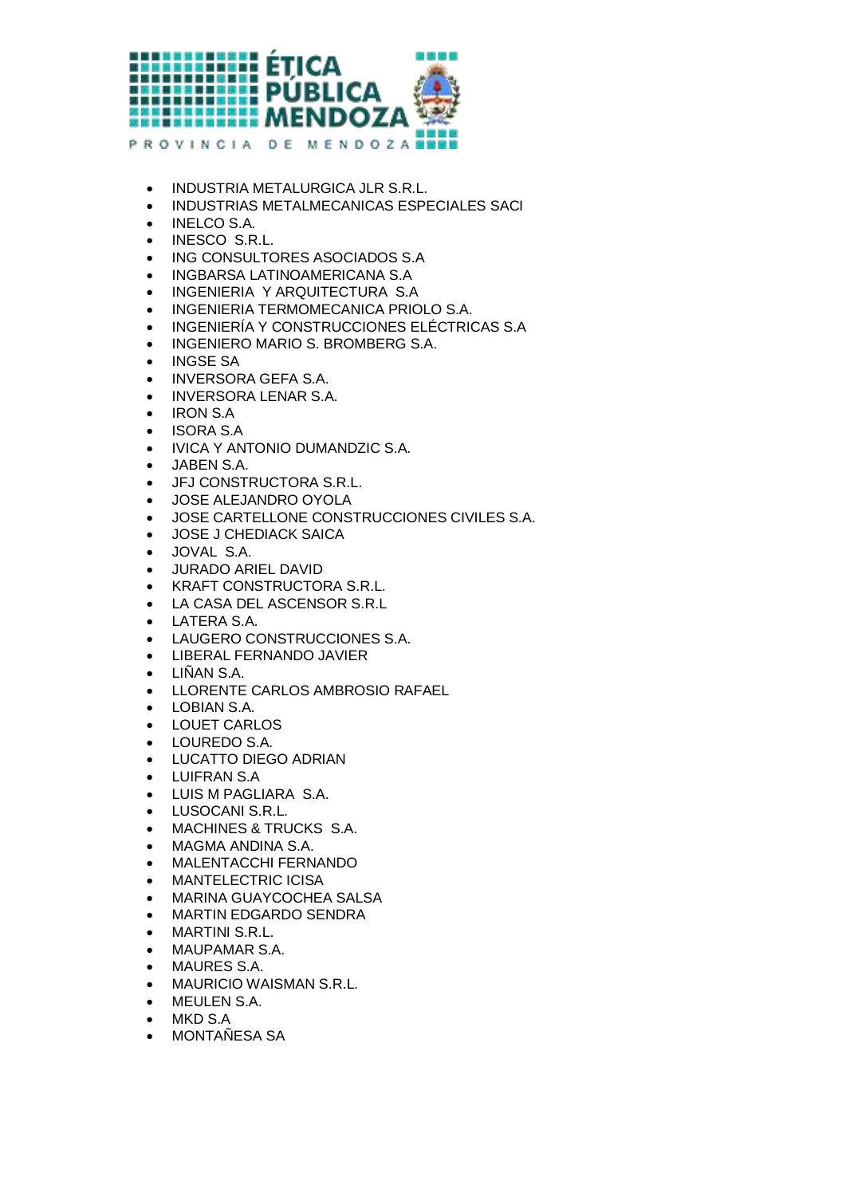- INDUSTRIA METALURGICA JLR S.R.L.
- INDUSTRIAS METALMECANICAS ESPECIALES SACI
- INELCO S.A.
- INESCO S.R.L.
- ING CONSULTORES ASOCIADOS S.A
- INGBARSA LATINOAMERICANA S.A
- INGENIERIA Y ARQUITECTURA S.A
- INGENIERIA TERMOMECANICA PRIOLO S.A.
- INGENIERÍA Y CONSTRUCCIONES ELÉCTRICAS S.A
- INGENIERO MARIO S. BROMBERG S.A.
- INGSE SA
- INVERSORA GEFA S.A.
- INVERSORA LENAR S.A.
- IRON S.A
- ISORA S.A
- IVICA Y ANTONIO DUMANDZIC S.A.
- JABEN S.A.
- JFJ CONSTRUCTORA S.R.L.
- JOSE ALEJANDRO OYOLA
- JOSE CARTELLONE CONSTRUCCIONES CIVILES S.A.
- JOSE J CHEDIACK SAICA
- JOVAL S.A.
- JURADO ARIEL DAVID
- KRAFT CONSTRUCTORA S.R.L.
- LA CASA DEL ASCENSOR S.R.L
- LATERA S.A.
- LAUGERO CONSTRUCCIONES S.A.
- LIBERAL FERNANDO JAVIER
- LIÑAN S.A.
- LLORENTE CARLOS AMBROSIO RAFAEL
- LOBIAN S.A.
- LOUET CARLOS
- LOUREDO S.A.
- LUCATTO DIEGO ADRIAN
- LUIFRAN S.A
- LUIS M PAGLIARA S.A.
- LUSOCANI S.R.L.
- MACHINES & TRUCKS S.A.
- MAGMA ANDINA S.A.
- MALENTACCHI FERNANDO
- MANTELECTRIC ICISA
- MARINA GUAYCOCHEA SALSA
- MARTIN EDGARDO SENDRA
- MARTINI S.R.L.
- MAUPAMAR S.A.
- MAURES S.A.
- MAURICIO WAISMAN S.R.L.
- MEULEN S.A.
- MKD S.A
- MONTAÑESA SA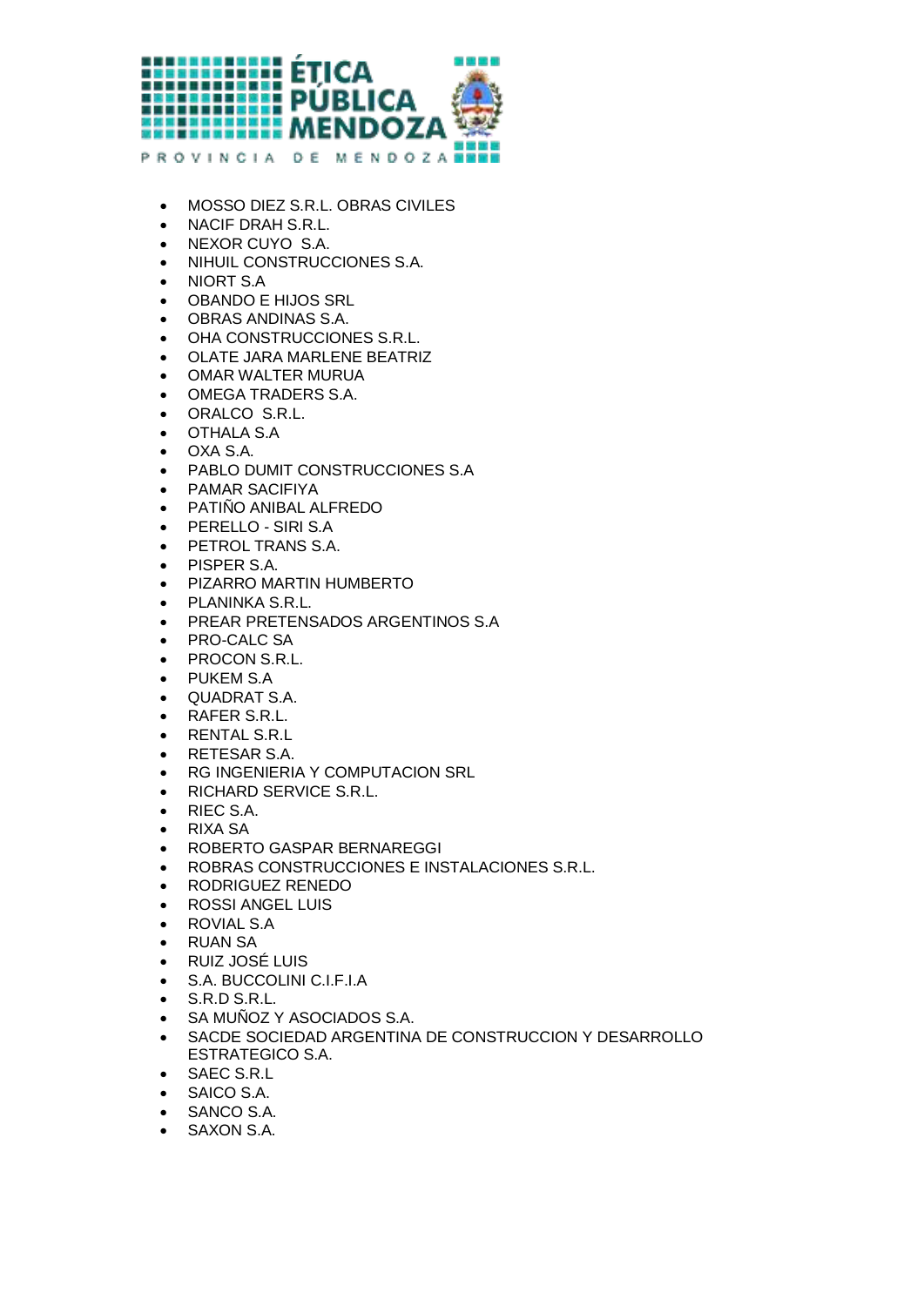- MOSSO DIEZ S.R.L. OBRAS CIVILES
- NACIF DRAH S.R.L.
- NEXOR CUYO  S.A.
- NIHUIL CONSTRUCCIONES S.A.
- NIORT S.A
- OBANDO E HIJOS SRL
- OBRAS ANDINAS S.A.
- OHA CONSTRUCCIONES S.R.L.
- OLATE JARA MARLENE BEATRIZ
- OMAR WALTER MURUA
- OMEGA TRADERS S.A.
- ORALCO  S.R.L.
- OTHALA S.A
- OXA S.A.
- PABLO DUMIT CONSTRUCCIONES S.A
- PAMAR SACIFIYA
- PATIÑO ANIBAL ALFREDO
- PERELLO - SIRI S.A
- PETROL TRANS S.A.
- PISPER S.A.
- PIZARRO MARTIN HUMBERTO
- PLANINKA S.R.L.
- PREAR PRETENSADOS ARGENTINOS S.A
- PRO-CALC SA
- PROCON S.R.L.
- PUKEM S.A
- QUADRAT S.A.
- RAFER S.R.L.
- RENTAL S.R.L
- RETESAR S.A.
- RG INGENIERIA Y COMPUTACION SRL
- RICHARD SERVICE S.R.L.
- RIEC S.A.
- RIXA SA
- ROBERTO GASPAR BERNAREGGI
- ROBRAS CONSTRUCCIONES E INSTALACIONES S.R.L.
- RODRIGUEZ RENEDO
- ROSSI ANGEL LUIS
- ROVIAL S.A
- RUAN SA
- RUIZ JOSÉ LUIS
- S.A. BUCCOLINI C.I.F.I.A
- S.R.D S.R.L.
- SA MUÑOZ Y ASOCIADOS S.A.
- SACDE SOCIEDAD ARGENTINA DE CONSTRUCCION Y DESARROLLO ESTRATEGICO S.A.
- SAEC S.R.L
- SAICO S.A.
- SANCO S.A.
- SAXON S.A.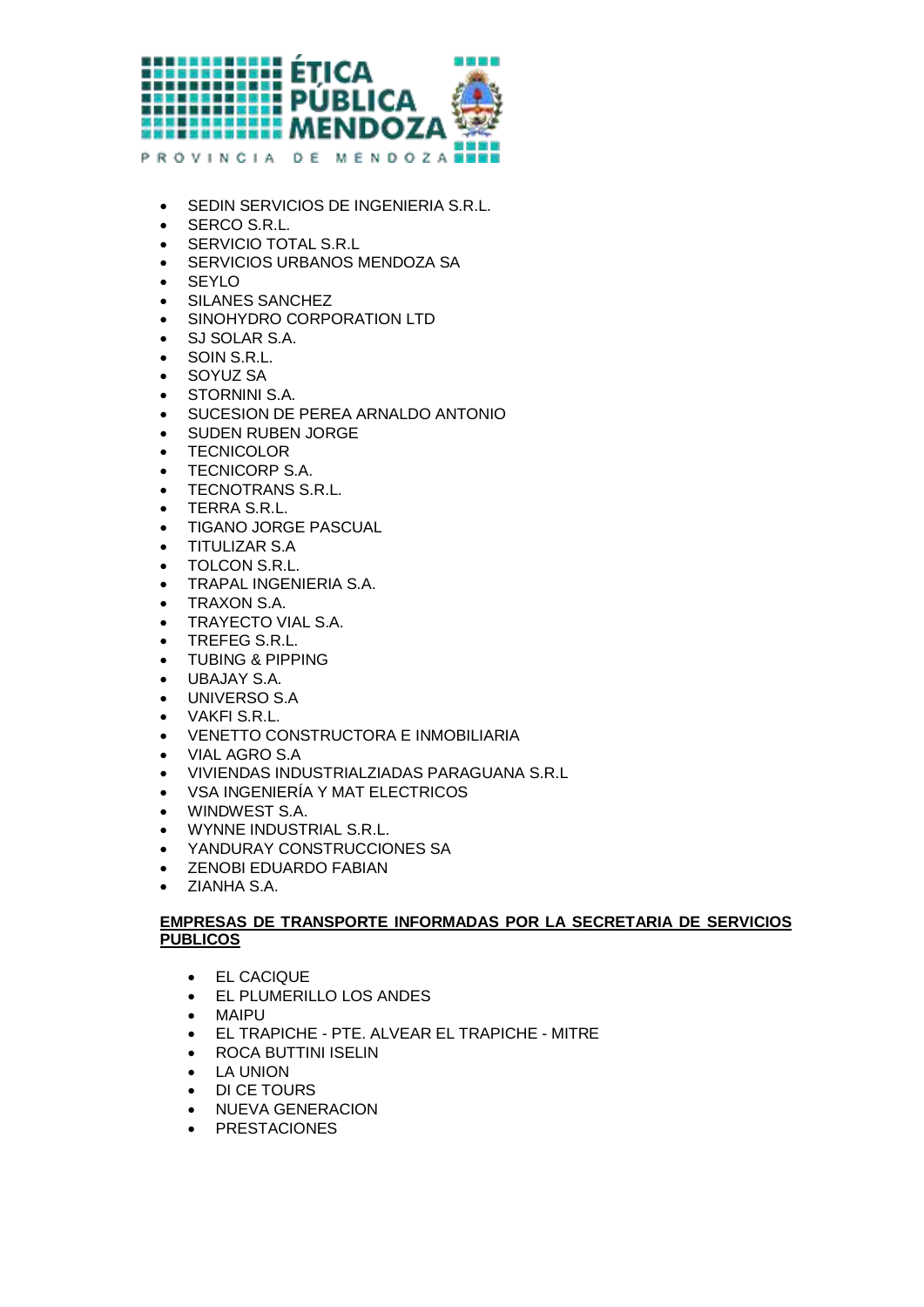- SEDIN SERVICIOS DE INGENIERIA S.R.L.
- SERCO S.R.L.
- SERVICIO TOTAL S.R.L
- SERVICIOS URBANOS MENDOZA SA
- SEYLO
- SILANES SANCHEZ
- SINOHYDRO CORPORATION LTD
- SJ SOLAR S.A.
- SOIN S.R.L.
- SOYUZ SA
- STORNINI S.A.
- SUCESION DE PEREA ARNALDO ANTONIO
- SUDEN RUBEN JORGE
- TECNICOLOR
- TECNICORP S.A.
- TECNOTRANS S.R.L.
- TERRA S.R.L.
- TIGANO JORGE PASCUAL
- TITULIZAR S.A
- TOLCON S.R.L.
- TRAPAL INGENIERIA S.A.
- TRAXON S.A.
- TRAYECTO VIAL S.A.
- TREFEG S.R.L.
- TUBING & PIPPING
- UBAJAY S.A.
- UNIVERSO S.A
- VAKFI S.R.L.
- VENETTO CONSTRUCTORA E INMOBILIARIA
- VIAL AGRO S.A
- VIVIENDAS INDUSTRIALZIADAS PARAGUANA S.R.L
- VSA INGENIERÍA Y MAT ELECTRICOS
- WINDWEST S.A.
- WYNNE INDUSTRIAL S.R.L.
- YANDURAY CONSTRUCCIONES SA
- ZENOBI EDUARDO FABIAN
- ZIANHA S.A.

**EMPRESAS DE TRANSPORTE INFORMADAS POR LA SECRETARIA DE SERVICIOS PUBLICOS**

- EL CACIQUE
- EL PLUMERILLO LOS ANDES
- MAIPU
- EL TRAPICHE - PTE. ALVEAR EL TRAPICHE - MITRE
- ROCA BUTTINI ISELIN
- LA UNION
- DI CE TOURS
- NUEVA GENERACION
- PRESTACIONES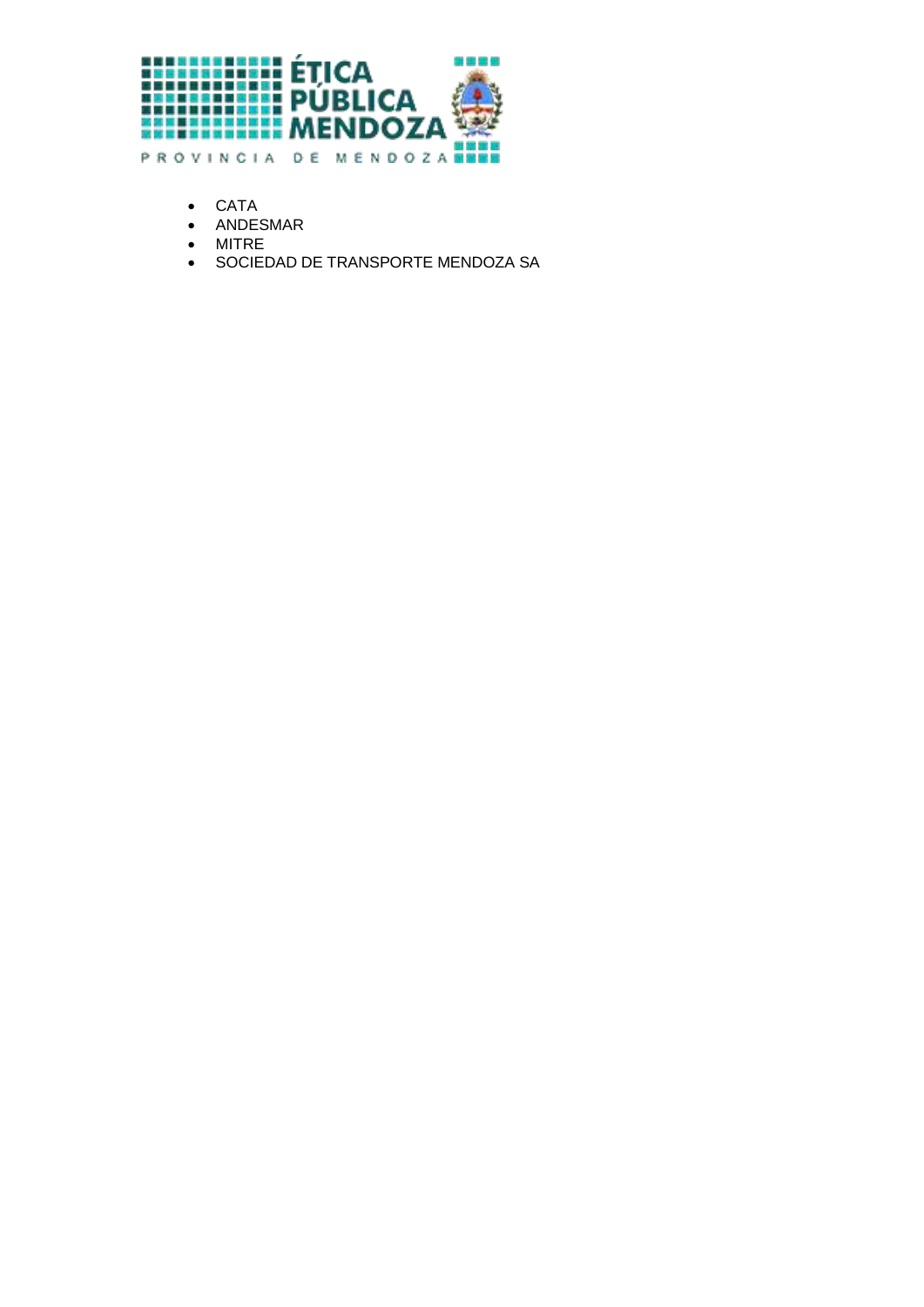- CATA
- ANDESMAR
- MITRE
- SOCIEDAD DE TRANSPORTE MENDOZA SA